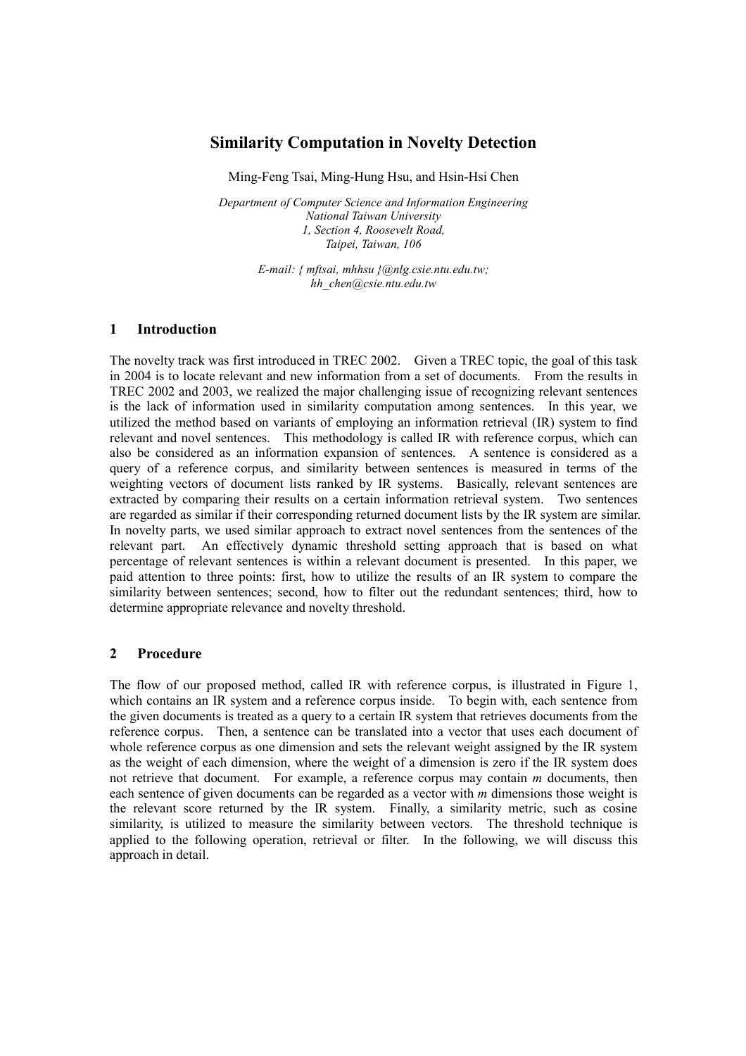# Similarity Computation in Novelty Detection

Ming-Feng Tsai, Ming-Hung Hsu, and Hsin-Hsi Chen

*Department of Computer Science and Information Engineering*
*National Taiwan University*
*1, Section 4, Roosevelt Road,*
*Taipei, Taiwan, 106*

*E-mail: { mftsai, mhhsu }@nlg.csie.ntu.edu.tw; hh_chen@csie.ntu.edu.tw*

## 1 Introduction

The novelty track was first introduced in TREC 2002. Given a TREC topic, the goal of this task in 2004 is to locate relevant and new information from a set of documents. From the results in TREC 2002 and 2003, we realized the major challenging issue of recognizing relevant sentences is the lack of information used in similarity computation among sentences. In this year, we utilized the method based on variants of employing an information retrieval (IR) system to find relevant and novel sentences. This methodology is called IR with reference corpus, which can also be considered as an information expansion of sentences. A sentence is considered as a query of a reference corpus, and similarity between sentences is measured in terms of the weighting vectors of document lists ranked by IR systems. Basically, relevant sentences are extracted by comparing their results on a certain information retrieval system. Two sentences are regarded as similar if their corresponding returned document lists by the IR system are similar. In novelty parts, we used similar approach to extract novel sentences from the sentences of the relevant part. An effectively dynamic threshold setting approach that is based on what percentage of relevant sentences is within a relevant document is presented. In this paper, we paid attention to three points: first, how to utilize the results of an IR system to compare the similarity between sentences; second, how to filter out the redundant sentences; third, how to determine appropriate relevance and novelty threshold.

## 2 Procedure

The flow of our proposed method, called IR with reference corpus, is illustrated in Figure 1, which contains an IR system and a reference corpus inside. To begin with, each sentence from the given documents is treated as a query to a certain IR system that retrieves documents from the reference corpus. Then, a sentence can be translated into a vector that uses each document of whole reference corpus as one dimension and sets the relevant weight assigned by the IR system as the weight of each dimension, where the weight of a dimension is zero if the IR system does not retrieve that document. For example, a reference corpus may contain $m$ documents, then each sentence of given documents can be regarded as a vector with $m$ dimensions those weight is the relevant score returned by the IR system. Finally, a similarity metric, such as cosine similarity, is utilized to measure the similarity between vectors. The threshold technique is applied to the following operation, retrieval or filter. In the following, we will discuss this approach in detail.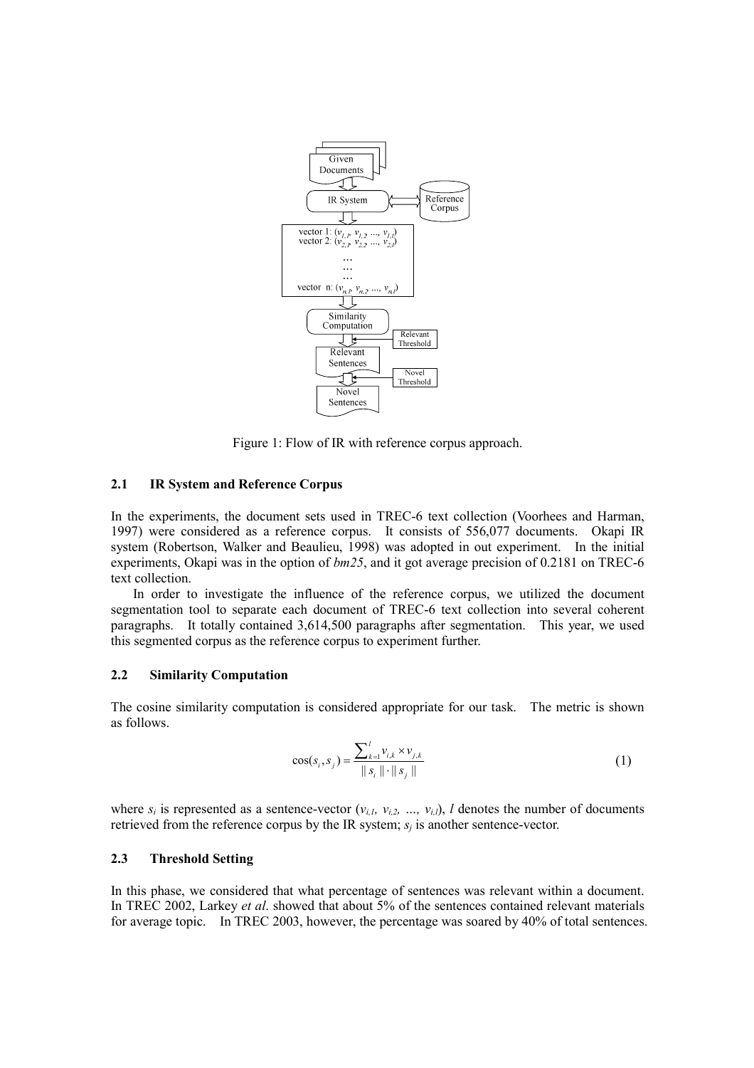Figure 1: Flow of IR with reference corpus approach.

### 2.1 IR System and Reference Corpus

In the experiments, the document sets used in TREC-6 text collection (Voorhees and Harman, 1997) were considered as a reference corpus. It consists of 556,077 documents. Okapi IR system (Robertson, Walker and Beaulieu, 1998) was adopted in out experiment. In the initial experiments, Okapi was in the option of *bm25*, and it got average precision of 0.2181 on TREC-6 text collection.

In order to investigate the influence of the reference corpus, we utilized the document segmentation tool to separate each document of TREC-6 text collection into several coherent paragraphs. It totally contained 3,614,500 paragraphs after segmentation. This year, we used this segmented corpus as the reference corpus to experiment further.

### 2.2 Similarity Computation

The cosine similarity computation is considered appropriate for our task. The metric is shown as follows.

$$\cos(s_i, s_j) = \frac{\sum_{k=1}^{l} v_{i,k} \times v_{j,k}}{\| s_i \| \cdot \| s_j \|} \tag{1}$$

where $s_i$ is represented as a sentence-vector ($v_{i,1}, v_{i,2}, \ldots, v_{i,l}$), $l$ denotes the number of documents retrieved from the reference corpus by the IR system; $s_j$ is another sentence-vector.

### 2.3 Threshold Setting

In this phase, we considered that what percentage of sentences was relevant within a document. In TREC 2002, Larkey *et al*. showed that about 5% of the sentences contained relevant materials for average topic. In TREC 2003, however, the percentage was soared by 40% of total sentences.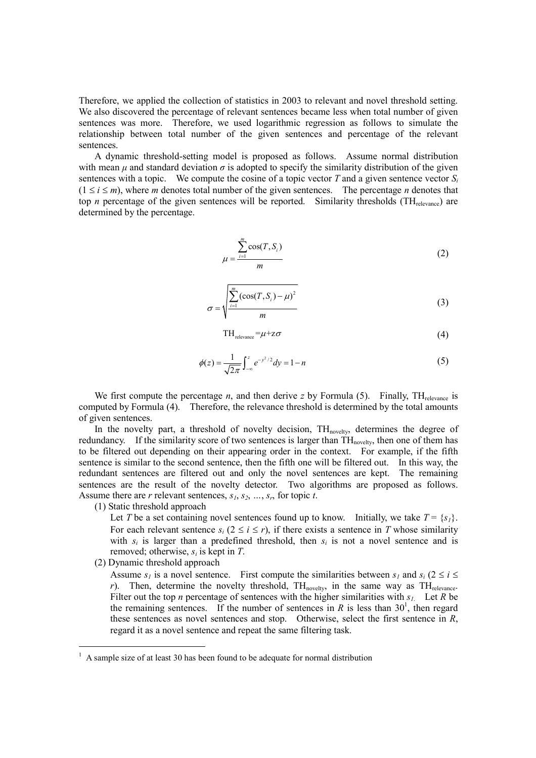Therefore, we applied the collection of statistics in 2003 to relevant and novel threshold setting. We also discovered the percentage of relevant sentences became less when total number of given sentences was more. Therefore, we used logarithmic regression as follows to simulate the relationship between total number of the given sentences and percentage of the relevant sentences.

A dynamic threshold-setting model is proposed as follows. Assume normal distribution with mean $\mu$ and standard deviation $\sigma$ is adopted to specify the similarity distribution of the given sentences with a topic. We compute the cosine of a topic vector $T$ and a given sentence vector $S_i$ ($1 \leq i \leq m$), where $m$ denotes total number of the given sentences. The percentage $n$ denotes that top $n$ percentage of the given sentences will be reported. Similarity thresholds ($\text{TH}_{\text{relevance}}$) are determined by the percentage.

$$\mu = \frac{\sum_{i=1}^{m} \cos(T, S_i)}{m} \tag{2}$$

$$\sigma = \sqrt{\frac{\sum_{i=1}^{m} (\cos(T, S_i) - \mu)^2}{m}} \tag{3}$$

$$\text{TH}_{\text{relevance}} = \mu + z\sigma \tag{4}$$

$$\phi(z) = \frac{1}{\sqrt{2\pi}} \int_{-\infty}^{z} e^{-y^2/2} dy = 1 - n \tag{5}$$

We first compute the percentage $n$, and then derive $z$ by Formula (5). Finally, $\text{TH}_{\text{relevance}}$ is computed by Formula (4). Therefore, the relevance threshold is determined by the total amounts of given sentences.

In the novelty part, a threshold of novelty decision, $\text{TH}_{\text{novelty}}$, determines the degree of redundancy. If the similarity score of two sentences is larger than $\text{TH}_{\text{novelty}}$, then one of them has to be filtered out depending on their appearing order in the context. For example, if the fifth sentence is similar to the second sentence, then the fifth one will be filtered out. In this way, the redundant sentences are filtered out and only the novel sentences are kept. The remaining sentences are the result of the novelty detector. Two algorithms are proposed as follows. Assume there are $r$ relevant sentences, $s_1, s_2, \ldots, s_r$, for topic $t$.

(1) Static threshold approach

Let $T$ be a set containing novel sentences found up to know. Initially, we take $T = \{s_1\}$. For each relevant sentence $s_i$ ($2 \leq i \leq r$), if there exists a sentence in $T$ whose similarity with $s_i$ is larger than a predefined threshold, then $s_i$ is not a novel sentence and is removed; otherwise, $s_i$ is kept in $T$.

(2) Dynamic threshold approach

Assume $s_1$ is a novel sentence. First compute the similarities between $s_1$ and $s_i$ ($2 \leq i \leq r$). Then, determine the novelty threshold, $\text{TH}_{\text{novelty}}$, in the same way as $\text{TH}_{\text{relevance}}$. Filter out the top $n$ percentage of sentences with the higher similarities with $s_1$. Let $R$ be the remaining sentences. If the number of sentences in $R$ is less than 30[1], then regard these sentences as novel sentences and stop. Otherwise, select the first sentence in $R$, regard it as a novel sentence and repeat the same filtering task.

[1] A sample size of at least 30 has been found to be adequate for normal distribution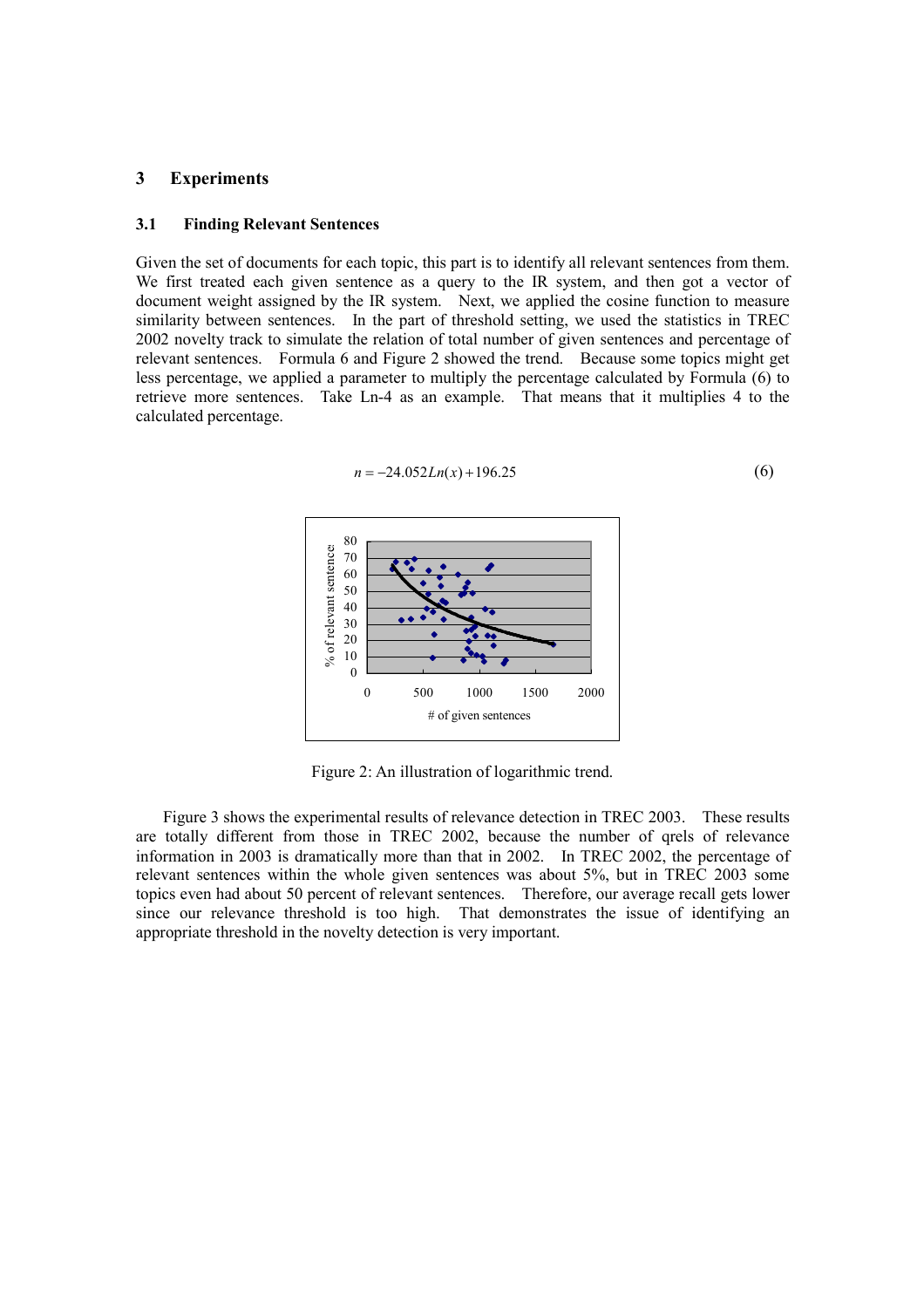## 3 Experiments

### 3.1 Finding Relevant Sentences

Given the set of documents for each topic, this part is to identify all relevant sentences from them. We first treated each given sentence as a query to the IR system, and then got a vector of document weight assigned by the IR system. Next, we applied the cosine function to measure similarity between sentences. In the part of threshold setting, we used the statistics in TREC 2002 novelty track to simulate the relation of total number of given sentences and percentage of relevant sentences. Formula 6 and Figure 2 showed the trend. Because some topics might get less percentage, we applied a parameter to multiply the percentage calculated by Formula (6) to retrieve more sentences. Take Ln-4 as an example. That means that it multiplies 4 to the calculated percentage.

$$n = -24.052Ln(x) + 196.25 \tag{6}$$

Figure 2: An illustration of logarithmic trend.

Figure 3 shows the experimental results of relevance detection in TREC 2003. These results are totally different from those in TREC 2002, because the number of qrels of relevance information in 2003 is dramatically more than that in 2002. In TREC 2002, the percentage of relevant sentences within the whole given sentences was about 5%, but in TREC 2003 some topics even had about 50 percent of relevant sentences. Therefore, our average recall gets lower since our relevance threshold is too high. That demonstrates the issue of identifying an appropriate threshold in the novelty detection is very important.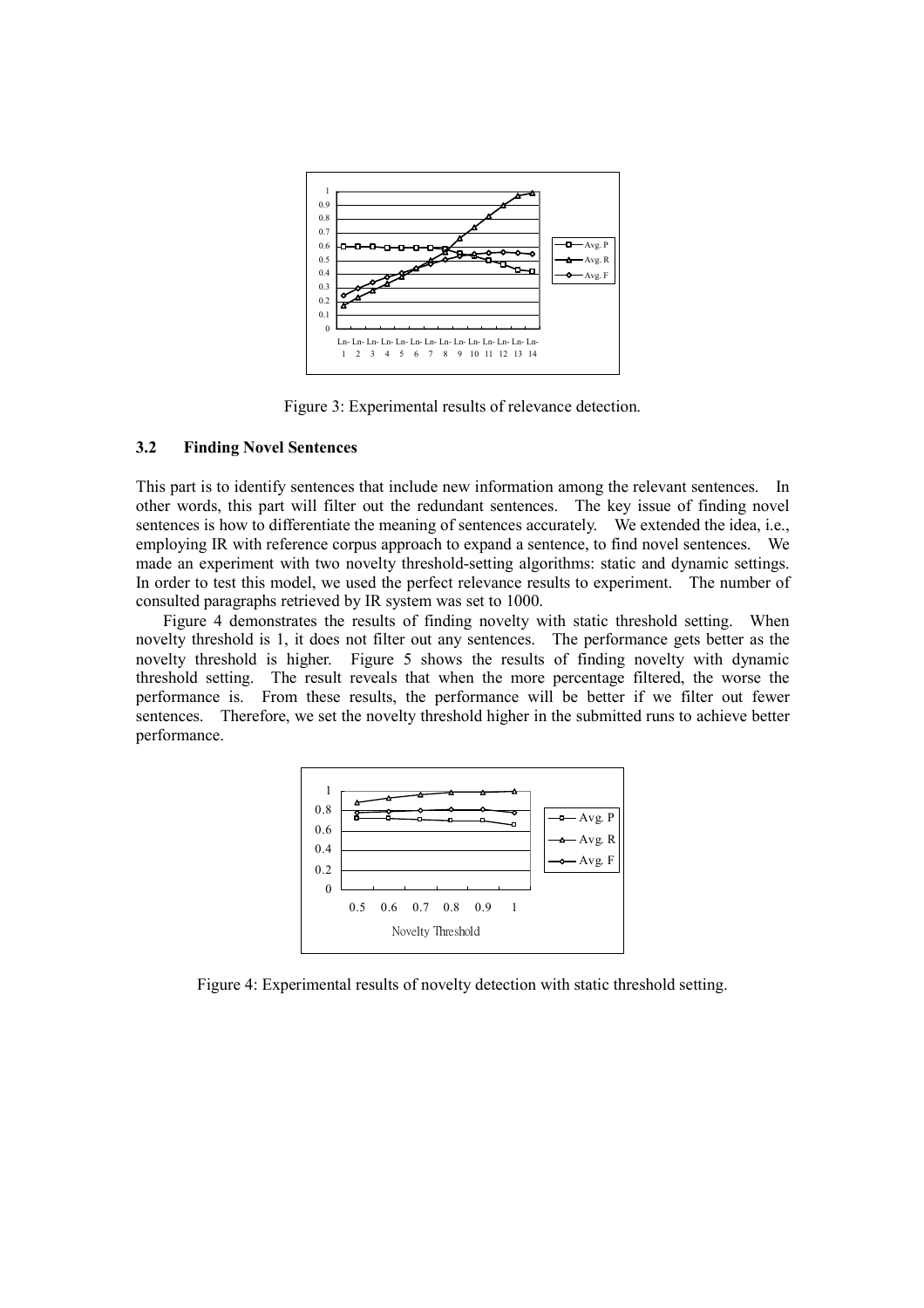Figure 3: Experimental results of relevance detection.

### 3.2 Finding Novel Sentences

This part is to identify sentences that include new information among the relevant sentences. In other words, this part will filter out the redundant sentences. The key issue of finding novel sentences is how to differentiate the meaning of sentences accurately. We extended the idea, i.e., employing IR with reference corpus approach to expand a sentence, to find novel sentences. We made an experiment with two novelty threshold-setting algorithms: static and dynamic settings. In order to test this model, we used the perfect relevance results to experiment. The number of consulted paragraphs retrieved by IR system was set to 1000.

Figure 4 demonstrates the results of finding novelty with static threshold setting. When novelty threshold is 1, it does not filter out any sentences. The performance gets better as the novelty threshold is higher. Figure 5 shows the results of finding novelty with dynamic threshold setting. The result reveals that when the more percentage filtered, the worse the performance is. From these results, the performance will be better if we filter out fewer sentences. Therefore, we set the novelty threshold higher in the submitted runs to achieve better performance.

Figure 4: Experimental results of novelty detection with static threshold setting.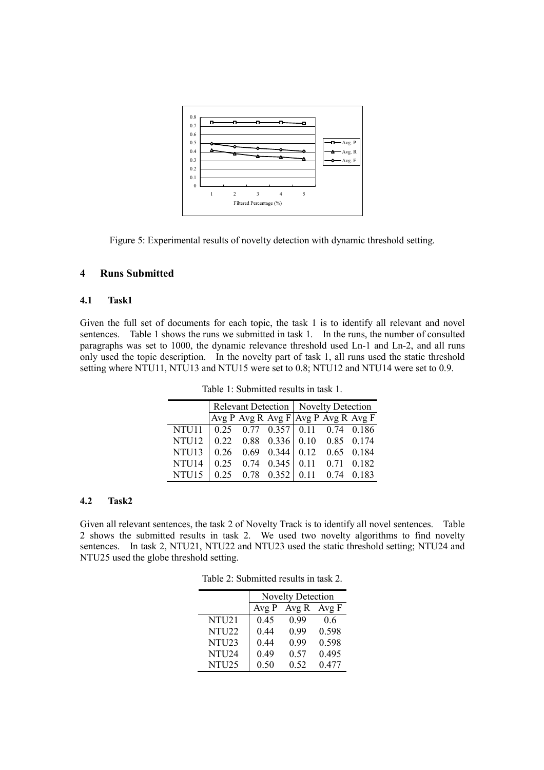0.8
0.7
0.6
0.5
0.4
0.3
0.2
0.1
0

1 2 3 4 5

Filtered Percentage (%)

Avg. P
Avg. R
Avg. F

Figure 5: Experimental results of novelty detection with dynamic threshold setting.

## 4 Runs Submitted

### 4.1 Task1

Given the full set of documents for each topic, the task 1 is to identify all relevant and novel sentences. Table 1 shows the runs we submitted in task 1. In the runs, the number of consulted paragraphs was set to 1000, the dynamic relevance threshold used Ln-1 and Ln-2, and all runs only used the topic description. In the novelty part of task 1, all runs used the static threshold setting where NTU11, NTU13 and NTU15 were set to 0.8; NTU12 and NTU14 were set to 0.9.

Table 1: Submitted results in task 1.

| | Relevant Detection | | | Novelty Detection | | |
|---|---|---|---|---|---|---|
| | Avg P | Avg R | Avg F | Avg P | Avg R | Avg F |
| NTU11 | 0.25 | 0.77 | 0.357 | 0.11 | 0.74 | 0.186 |
| NTU12 | 0.22 | 0.88 | 0.336 | 0.10 | 0.85 | 0.174 |
| NTU13 | 0.26 | 0.69 | 0.344 | 0.12 | 0.65 | 0.184 |
| NTU14 | 0.25 | 0.74 | 0.345 | 0.11 | 0.71 | 0.182 |
| NTU15 | 0.25 | 0.78 | 0.352 | 0.11 | 0.74 | 0.183 |

### 4.2 Task2

Given all relevant sentences, the task 2 of Novelty Track is to identify all novel sentences. Table 2 shows the submitted results in task 2. We used two novelty algorithms to find novelty sentences. In task 2, NTU21, NTU22 and NTU23 used the static threshold setting; NTU24 and NTU25 used the globe threshold setting.

Table 2: Submitted results in task 2.

| | Novelty Detection | | |
|---|---|---|---|
| | Avg P | Avg R | Avg F |
| NTU21 | 0.45 | 0.99 | 0.6 |
| NTU22 | 0.44 | 0.99 | 0.598 |
| NTU23 | 0.44 | 0.99 | 0.598 |
| NTU24 | 0.49 | 0.57 | 0.495 |
| NTU25 | 0.50 | 0.52 | 0.477 |